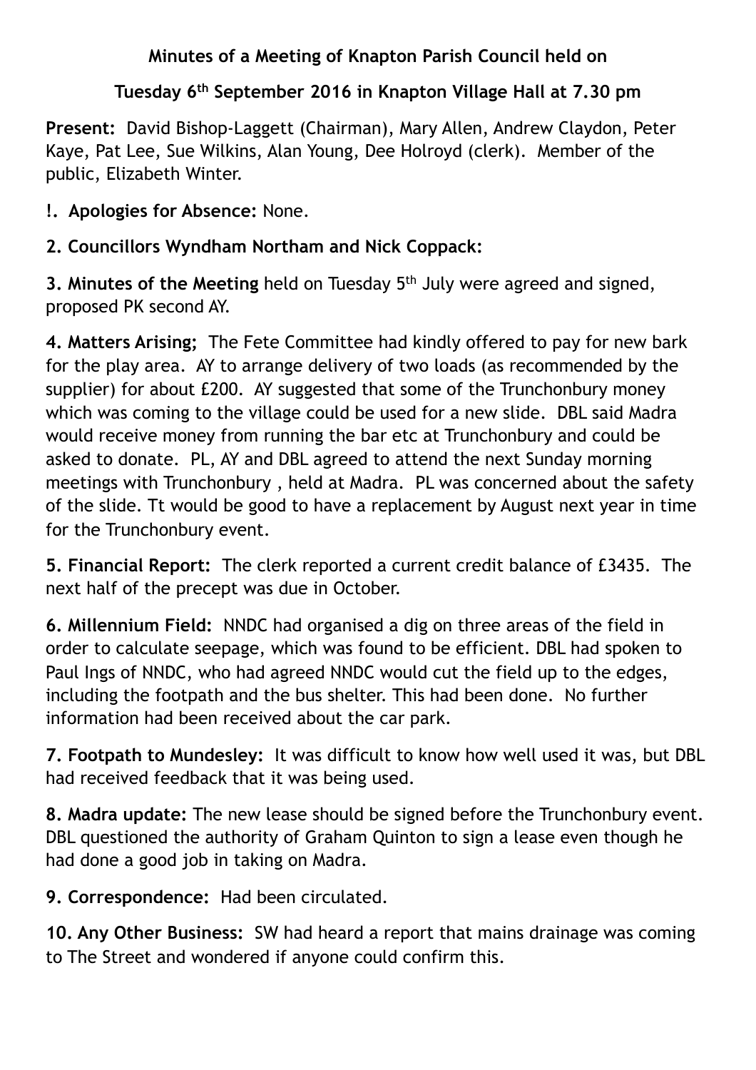**Minutes of a Meeting of Knapton Parish Council held on**

**Tuesday 6th September 2016 in Knapton Village Hall at 7.30 pm**

**Present:** David Bishop-Laggett (Chairman), Mary Allen, Andrew Claydon, Peter Kaye, Pat Lee, Sue Wilkins, Alan Young, Dee Holroyd (clerk). Member of the public, Elizabeth Winter.

**!. Apologies for Absence:** None.

**2. Councillors Wyndham Northam and Nick Coppack:**

**3. Minutes of the Meeting** held on Tuesday 5th July were agreed and signed, proposed PK second AY.

**4. Matters Arising;** The Fete Committee had kindly offered to pay for new bark for the play area. AY to arrange delivery of two loads (as recommended by the supplier) for about £200. AY suggested that some of the Trunchonbury money which was coming to the village could be used for a new slide. DBL said Madra would receive money from running the bar etc at Trunchonbury and could be asked to donate. PL, AY and DBL agreed to attend the next Sunday morning meetings with Trunchonbury , held at Madra. PL was concerned about the safety of the slide. Tt would be good to have a replacement by August next year in time for the Trunchonbury event.

**5. Financial Report:** The clerk reported a current credit balance of £3435. The next half of the precept was due in October.

**6. Millennium Field:** NNDC had organised a dig on three areas of the field in order to calculate seepage, which was found to be efficient. DBL had spoken to Paul Ings of NNDC, who had agreed NNDC would cut the field up to the edges, including the footpath and the bus shelter. This had been done. No further information had been received about the car park.

**7. Footpath to Mundesley:** It was difficult to know how well used it was, but DBL had received feedback that it was being used.

**8. Madra update:** The new lease should be signed before the Trunchonbury event. DBL questioned the authority of Graham Quinton to sign a lease even though he had done a good job in taking on Madra.

**9. Correspondence:** Had been circulated.

**10. Any Other Business:** SW had heard a report that mains drainage was coming to The Street and wondered if anyone could confirm this.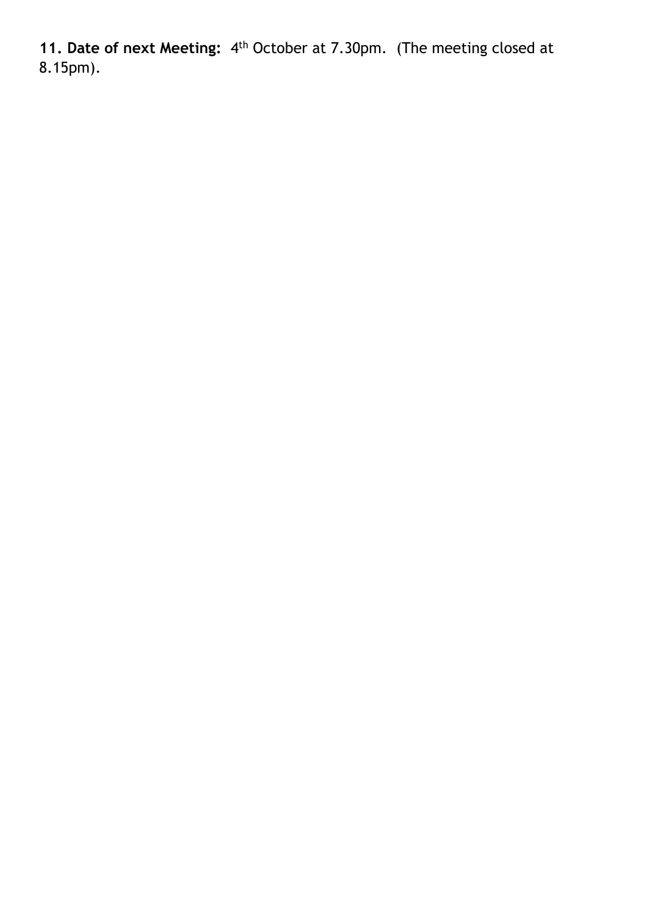**11. Date of next Meeting:** 4th October at 7.30pm. (The meeting closed at 8.15pm).